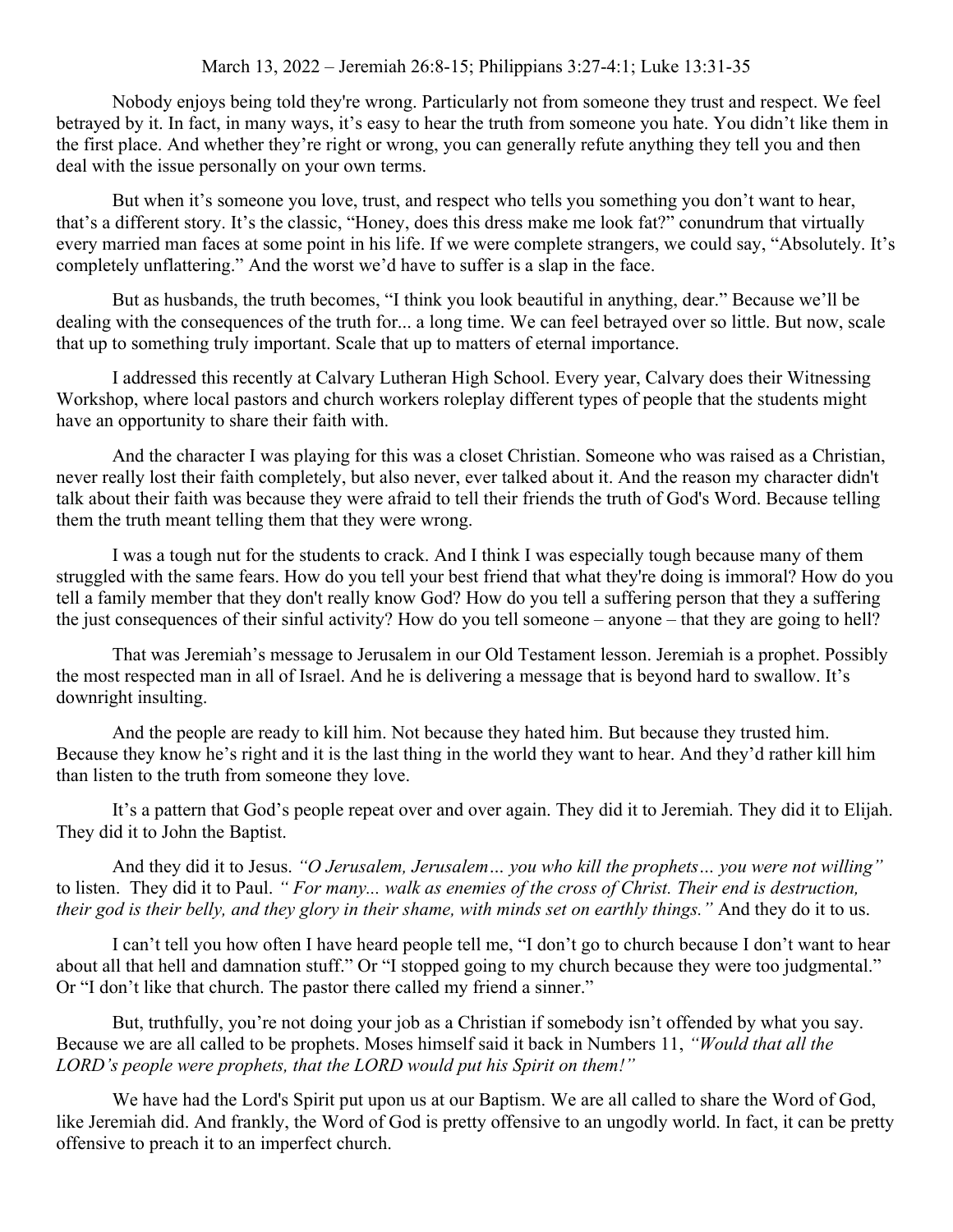March 13, 2022 – Jeremiah 26:8-15; Philippians 3:27-4:1; Luke 13:31-35

Nobody enjoys being told they're wrong. Particularly not from someone they trust and respect. We feel betrayed by it. In fact, in many ways, it's easy to hear the truth from someone you hate. You didn't like them in the first place. And whether they're right or wrong, you can generally refute anything they tell you and then deal with the issue personally on your own terms.

But when it's someone you love, trust, and respect who tells you something you don't want to hear, that's a different story. It's the classic, "Honey, does this dress make me look fat?" conundrum that virtually every married man faces at some point in his life. If we were complete strangers, we could say, "Absolutely. It's completely unflattering." And the worst we'd have to suffer is a slap in the face.

But as husbands, the truth becomes, "I think you look beautiful in anything, dear." Because we'll be dealing with the consequences of the truth for... a long time. We can feel betrayed over so little. But now, scale that up to something truly important. Scale that up to matters of eternal importance.

I addressed this recently at Calvary Lutheran High School. Every year, Calvary does their Witnessing Workshop, where local pastors and church workers roleplay different types of people that the students might have an opportunity to share their faith with.

And the character I was playing for this was a closet Christian. Someone who was raised as a Christian, never really lost their faith completely, but also never, ever talked about it. And the reason my character didn't talk about their faith was because they were afraid to tell their friends the truth of God's Word. Because telling them the truth meant telling them that they were wrong.

I was a tough nut for the students to crack. And I think I was especially tough because many of them struggled with the same fears. How do you tell your best friend that what they're doing is immoral? How do you tell a family member that they don't really know God? How do you tell a suffering person that they a suffering the just consequences of their sinful activity? How do you tell someone – anyone – that they are going to hell?

That was Jeremiah's message to Jerusalem in our Old Testament lesson. Jeremiah is a prophet. Possibly the most respected man in all of Israel. And he is delivering a message that is beyond hard to swallow. It's downright insulting.

And the people are ready to kill him. Not because they hated him. But because they trusted him. Because they know he's right and it is the last thing in the world they want to hear. And they'd rather kill him than listen to the truth from someone they love.

It's a pattern that God's people repeat over and over again. They did it to Jeremiah. They did it to Elijah. They did it to John the Baptist.

And they did it to Jesus. *"O Jerusalem, Jerusalem… you who kill the prophets… you were not willing"* to listen. They did it to Paul. *" For many... walk as enemies of the cross of Christ. Their end is destruction, their god is their belly, and they glory in their shame, with minds set on earthly things."* And they do it to us.

I can't tell you how often I have heard people tell me, "I don't go to church because I don't want to hear about all that hell and damnation stuff." Or "I stopped going to my church because they were too judgmental." Or "I don't like that church. The pastor there called my friend a sinner."

But, truthfully, you're not doing your job as a Christian if somebody isn't offended by what you say. Because we are all called to be prophets. Moses himself said it back in Numbers 11, *"Would that all the LORD's people were prophets, that the LORD would put his Spirit on them!"*

We have had the Lord's Spirit put upon us at our Baptism. We are all called to share the Word of God, like Jeremiah did. And frankly, the Word of God is pretty offensive to an ungodly world. In fact, it can be pretty offensive to preach it to an imperfect church.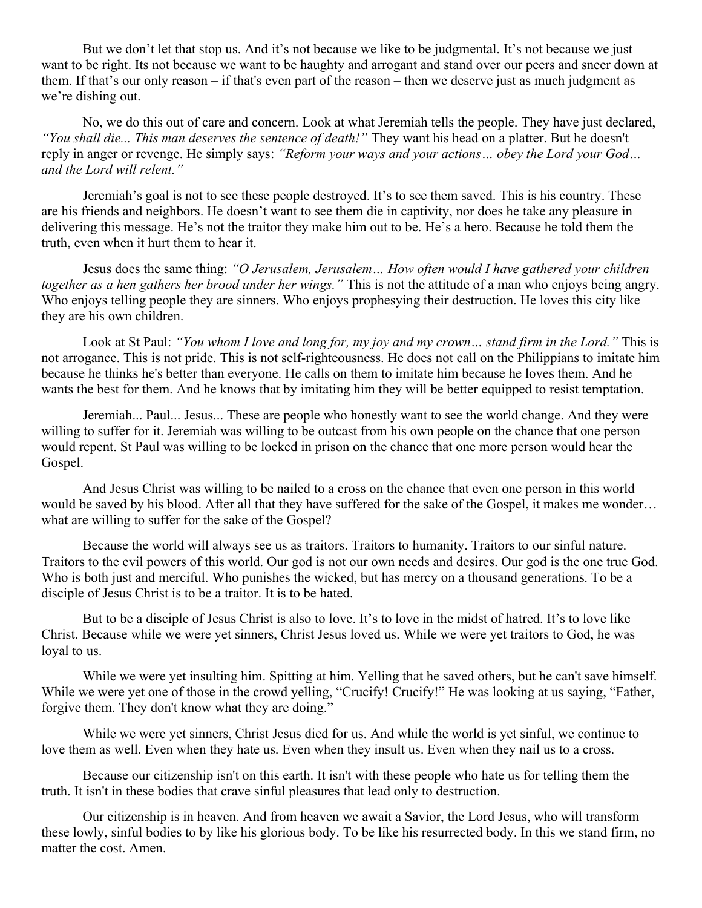But we don't let that stop us. And it's not because we like to be judgmental. It's not because we just want to be right. Its not because we want to be haughty and arrogant and stand over our peers and sneer down at them. If that's our only reason – if that's even part of the reason – then we deserve just as much judgment as we're dishing out.

No, we do this out of care and concern. Look at what Jeremiah tells the people. They have just declared, *"You shall die... This man deserves the sentence of death!"* They want his head on a platter. But he doesn't reply in anger or revenge. He simply says: *"Reform your ways and your actions… obey the Lord your God… and the Lord will relent."*

Jeremiah's goal is not to see these people destroyed. It's to see them saved. This is his country. These are his friends and neighbors. He doesn't want to see them die in captivity, nor does he take any pleasure in delivering this message. He's not the traitor they make him out to be. He's a hero. Because he told them the truth, even when it hurt them to hear it.

Jesus does the same thing: *"O Jerusalem, Jerusalem… How often would I have gathered your children together as a hen gathers her brood under her wings."* This is not the attitude of a man who enjoys being angry. Who enjoys telling people they are sinners. Who enjoys prophesying their destruction. He loves this city like they are his own children.

Look at St Paul: *"You whom I love and long for, my joy and my crown… stand firm in the Lord."* This is not arrogance. This is not pride. This is not self-righteousness. He does not call on the Philippians to imitate him because he thinks he's better than everyone. He calls on them to imitate him because he loves them. And he wants the best for them. And he knows that by imitating him they will be better equipped to resist temptation.

Jeremiah... Paul... Jesus... These are people who honestly want to see the world change. And they were willing to suffer for it. Jeremiah was willing to be outcast from his own people on the chance that one person would repent. St Paul was willing to be locked in prison on the chance that one more person would hear the Gospel.

And Jesus Christ was willing to be nailed to a cross on the chance that even one person in this world would be saved by his blood. After all that they have suffered for the sake of the Gospel, it makes me wonder… what are willing to suffer for the sake of the Gospel?

Because the world will always see us as traitors. Traitors to humanity. Traitors to our sinful nature. Traitors to the evil powers of this world. Our god is not our own needs and desires. Our god is the one true God. Who is both just and merciful. Who punishes the wicked, but has mercy on a thousand generations. To be a disciple of Jesus Christ is to be a traitor. It is to be hated.

But to be a disciple of Jesus Christ is also to love. It's to love in the midst of hatred. It's to love like Christ. Because while we were yet sinners, Christ Jesus loved us. While we were yet traitors to God, he was loyal to us.

While we were yet insulting him. Spitting at him. Yelling that he saved others, but he can't save himself. While we were yet one of those in the crowd yelling, "Crucify! Crucify!" He was looking at us saying, "Father, forgive them. They don't know what they are doing."

While we were yet sinners, Christ Jesus died for us. And while the world is yet sinful, we continue to love them as well. Even when they hate us. Even when they insult us. Even when they nail us to a cross.

Because our citizenship isn't on this earth. It isn't with these people who hate us for telling them the truth. It isn't in these bodies that crave sinful pleasures that lead only to destruction.

Our citizenship is in heaven. And from heaven we await a Savior, the Lord Jesus, who will transform these lowly, sinful bodies to by like his glorious body. To be like his resurrected body. In this we stand firm, no matter the cost. Amen.